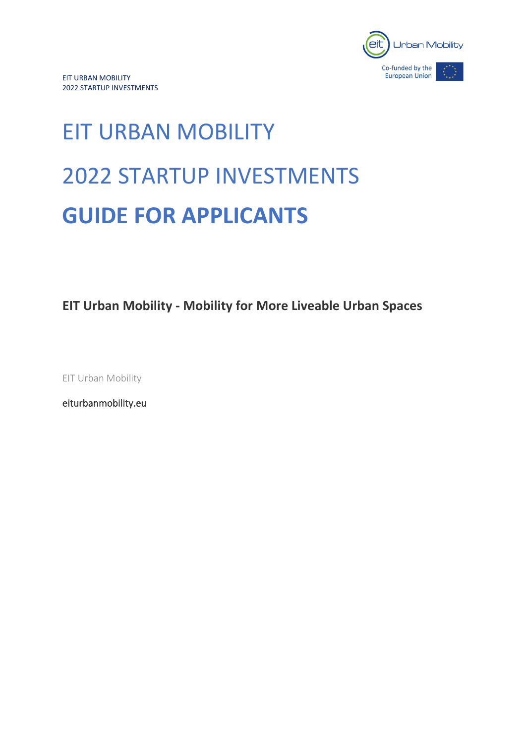# EIT URBAN MOBILITY

# 2022 STARTUP INVESTMENTS

# **GUIDE FOR APPLICANTS**

**EIT Urban Mobility - Mobility for More Liveable Urban Spaces**

EIT Urban Mobility

eiturbanmobility.eu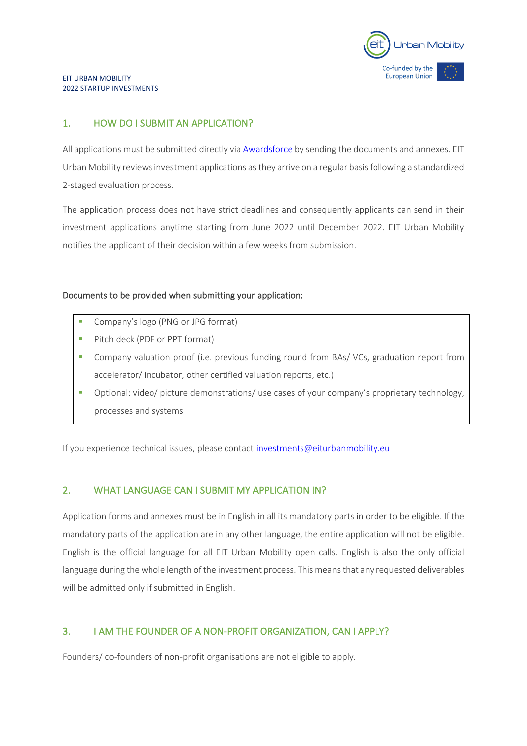## 1. HOW DO I SUBMIT AN APPLICATION?

All applications must be submitted directly via [Awardsforce]() by sending the documents and annexes. EIT Urban Mobility reviews investment applications as they arrive on a regular basis following a standardized 2-staged evaluation process.

The application process does not have strict deadlines and consequently applicants can send in their investment applications anytime starting from June 2022 until December 2022. EIT Urban Mobility notifies the applicant of their decision within a few weeks from submission.

**Documents to be provided when submitting your application:**

- Company's logo (PNG or JPG format)
- Pitch deck (PDF or PPT format)
- Company valuation proof (i.e. previous funding round from BAs/ VCs, graduation report from accelerator/ incubator, other certified valuation reports, etc.)
- Optional: video/ picture demonstrations/ use cases of your company's proprietary technology, processes and systems

If you experience technical issues, please contact investments@eiturbanmobility.eu

## 2. WHAT LANGUAGE CAN I SUBMIT MY APPLICATION IN?

Application forms and annexes must be in English in all its mandatory parts in order to be eligible. If the mandatory parts of the application are in any other language, the entire application will not be eligible. English is the official language for all EIT Urban Mobility open calls. English is also the only official language during the whole length of the investment process. This means that any requested deliverables will be admitted only if submitted in English.

## 3. I AM THE FOUNDER OF A NON-PROFIT ORGANIZATION, CAN I APPLY?

Founders/ co-founders of non-profit organisations are not eligible to apply.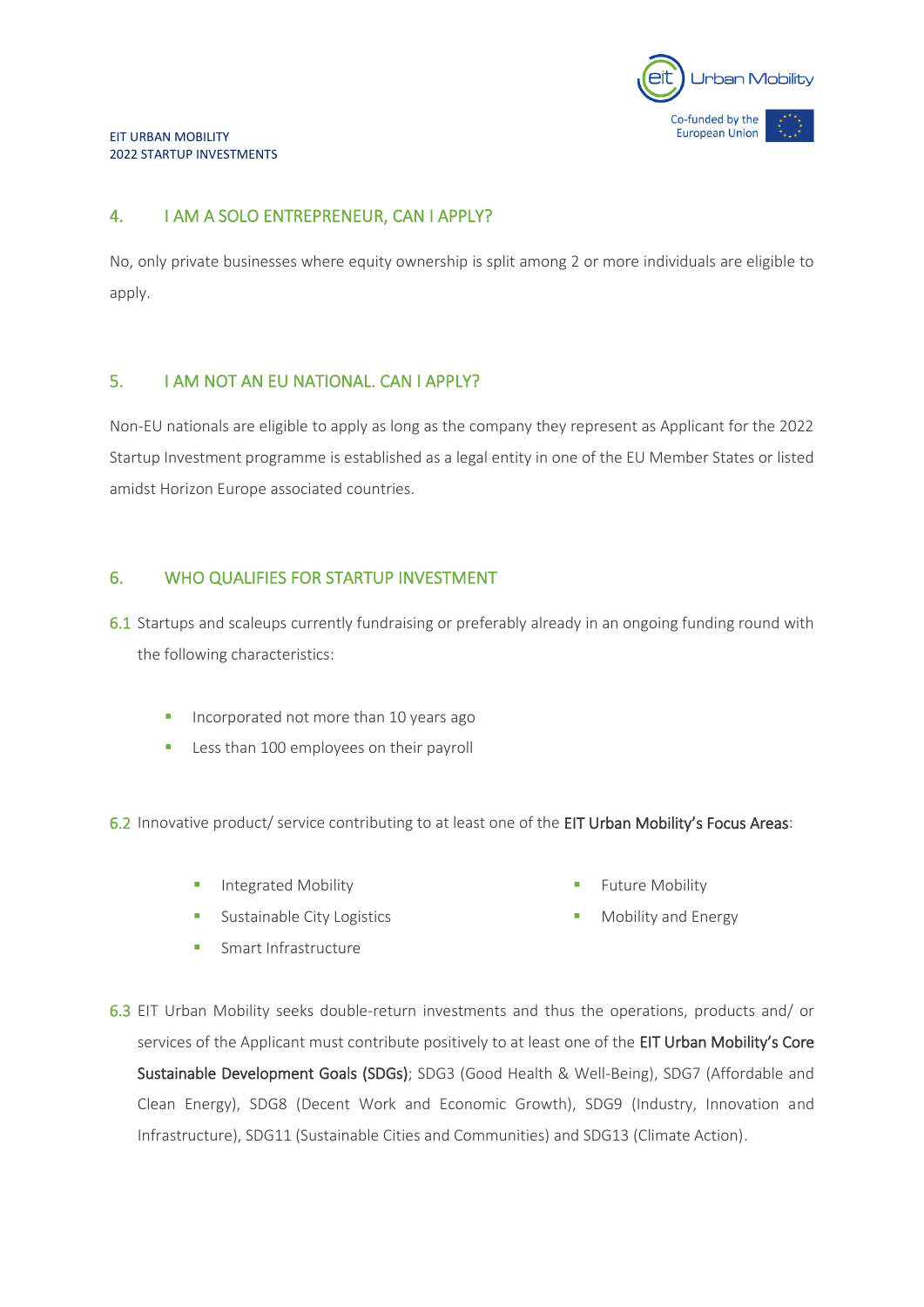## 4. I AM A SOLO ENTREPRENEUR, CAN I APPLY?

No, only private businesses where equity ownership is split among 2 or more individuals are eligible to apply.

## 5. I AM NOT AN EU NATIONAL. CAN I APPLY?

Non-EU nationals are eligible to apply as long as the company they represent as Applicant for the 2022 Startup Investment programme is established as a legal entity in one of the EU Member States or listed amidst Horizon Europe associated countries.

## 6. WHO QUALIFIES FOR STARTUP INVESTMENT

6.1 Startups and scaleups currently fundraising or preferably already in an ongoing funding round with the following characteristics:

- Incorporated not more than 10 years ago
- Less than 100 employees on their payroll

6.2 Innovative product/ service contributing to at least one of the **EIT Urban Mobility's Focus Areas**:

- Integrated Mobility
- Sustainable City Logistics
- Smart Infrastructure
- Future Mobility
- Mobility and Energy

6.3 EIT Urban Mobility seeks double-return investments and thus the operations, products and/ or services of the Applicant must contribute positively to at least one of the **EIT Urban Mobility's Core Sustainable Development Goals (SDGs)**; SDG3 (Good Health & Well-Being), SDG7 (Affordable and Clean Energy), SDG8 (Decent Work and Economic Growth), SDG9 (Industry, Innovation and Infrastructure), SDG11 (Sustainable Cities and Communities) and SDG13 (Climate Action).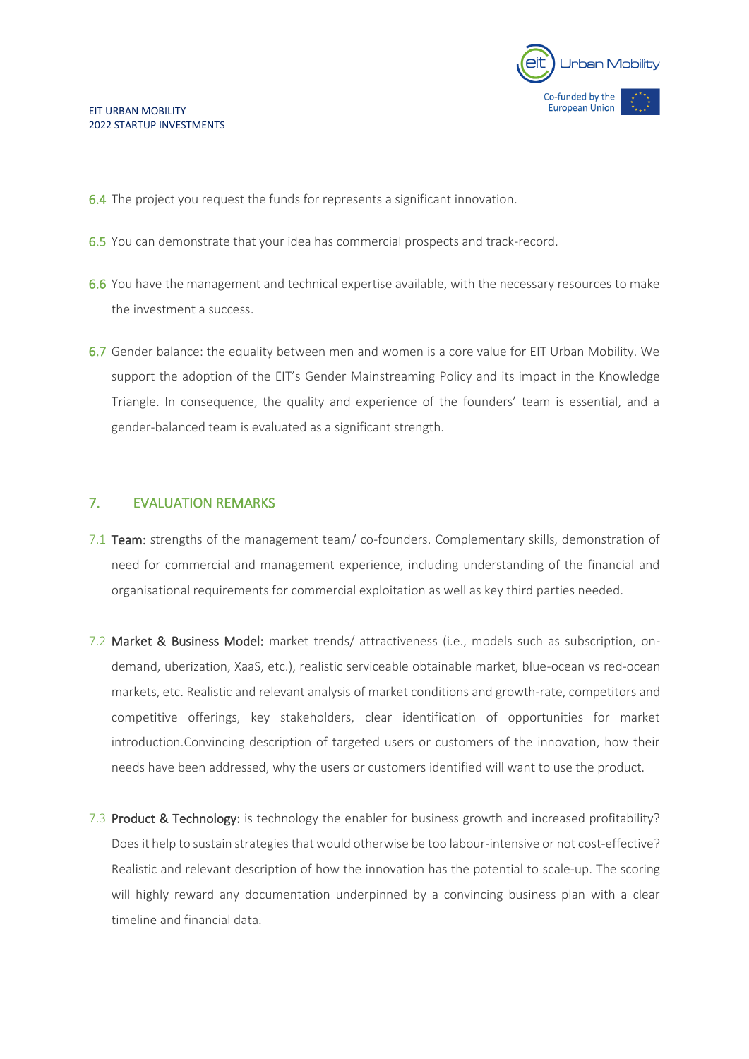6.4 The project you request the funds for represents a significant innovation.

6.5 You can demonstrate that your idea has commercial prospects and track-record.

6.6 You have the management and technical expertise available, with the necessary resources to make the investment a success.

6.7 Gender balance: the equality between men and women is a core value for EIT Urban Mobility. We support the adoption of the EIT's Gender Mainstreaming Policy and its impact in the Knowledge Triangle. In consequence, the quality and experience of the founders' team is essential, and a gender-balanced team is evaluated as a significant strength.

## 7. EVALUATION REMARKS

7.1 **Team:** strengths of the management team/ co-founders. Complementary skills, demonstration of need for commercial and management experience, including understanding of the financial and organisational requirements for commercial exploitation as well as key third parties needed.

7.2 **Market & Business Model:** market trends/ attractiveness (i.e., models such as subscription, on-demand, uberization, XaaS, etc.), realistic serviceable obtainable market, blue-ocean vs red-ocean markets, etc. Realistic and relevant analysis of market conditions and growth-rate, competitors and competitive offerings, key stakeholders, clear identification of opportunities for market introduction.Convincing description of targeted users or customers of the innovation, how their needs have been addressed, why the users or customers identified will want to use the product.

7.3 **Product & Technology:** is technology the enabler for business growth and increased profitability? Does it help to sustain strategies that would otherwise be too labour-intensive or not cost-effective? Realistic and relevant description of how the innovation has the potential to scale-up. The scoring will highly reward any documentation underpinned by a convincing business plan with a clear timeline and financial data.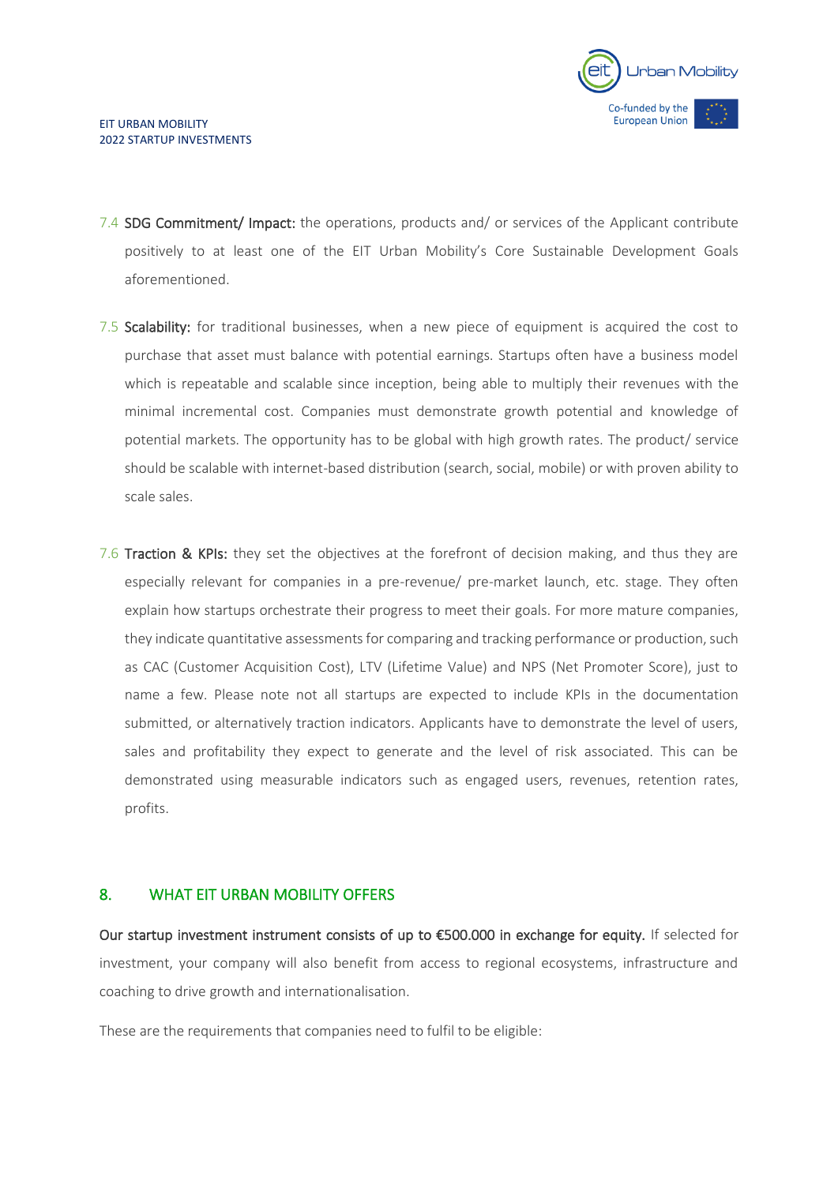7.4 **SDG Commitment/ Impact:** the operations, products and/ or services of the Applicant contribute positively to at least one of the EIT Urban Mobility's Core Sustainable Development Goals aforementioned.

7.5 **Scalability:** for traditional businesses, when a new piece of equipment is acquired the cost to purchase that asset must balance with potential earnings. Startups often have a business model which is repeatable and scalable since inception, being able to multiply their revenues with the minimal incremental cost. Companies must demonstrate growth potential and knowledge of potential markets. The opportunity has to be global with high growth rates. The product/ service should be scalable with internet-based distribution (search, social, mobile) or with proven ability to scale sales.

7.6 **Traction & KPIs:** they set the objectives at the forefront of decision making, and thus they are especially relevant for companies in a pre-revenue/ pre-market launch, etc. stage. They often explain how startups orchestrate their progress to meet their goals. For more mature companies, they indicate quantitative assessments for comparing and tracking performance or production, such as CAC (Customer Acquisition Cost), LTV (Lifetime Value) and NPS (Net Promoter Score), just to name a few. Please note not all startups are expected to include KPIs in the documentation submitted, or alternatively traction indicators. Applicants have to demonstrate the level of users, sales and profitability they expect to generate and the level of risk associated. This can be demonstrated using measurable indicators such as engaged users, revenues, retention rates, profits.

## 8. WHAT EIT URBAN MOBILITY OFFERS

**Our startup investment instrument consists of up to €500.000 in exchange for equity.** If selected for investment, your company will also benefit from access to regional ecosystems, infrastructure and coaching to drive growth and internationalisation.

These are the requirements that companies need to fulfil to be eligible: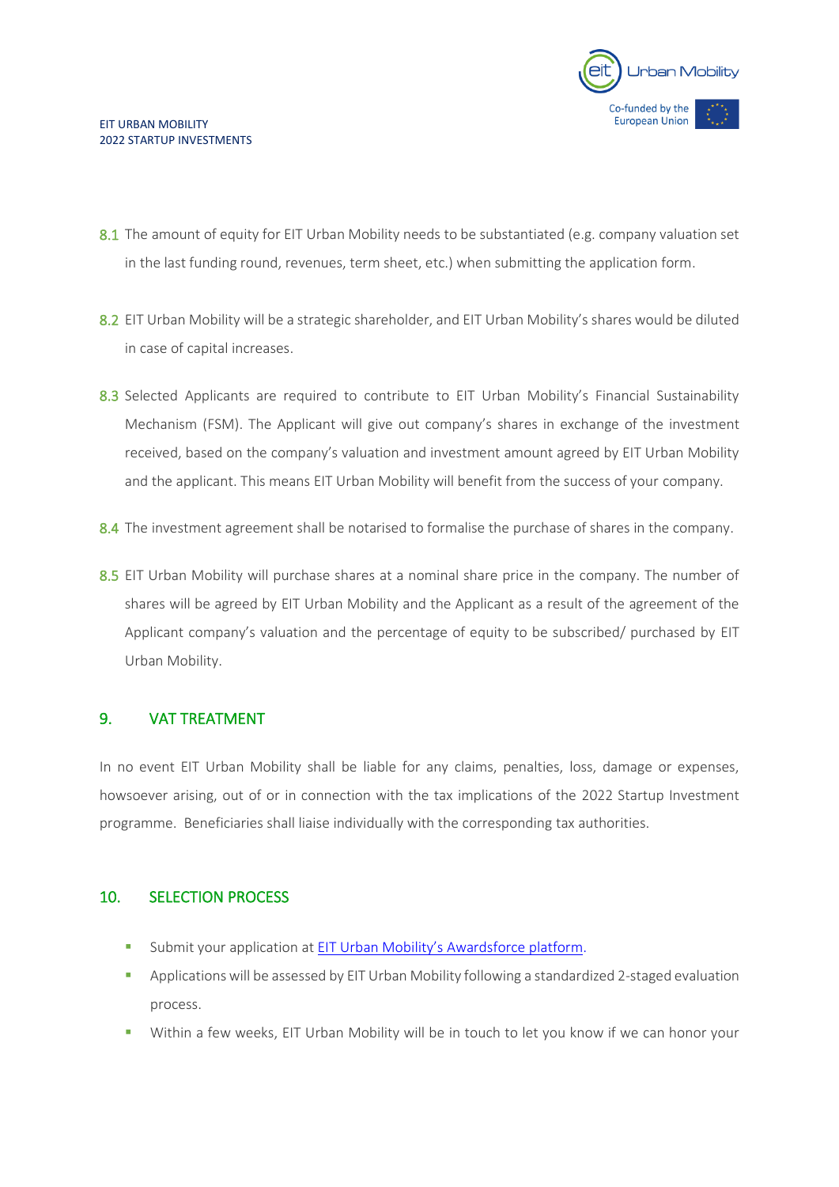8.1 The amount of equity for EIT Urban Mobility needs to be substantiated (e.g. company valuation set in the last funding round, revenues, term sheet, etc.) when submitting the application form.

8.2 EIT Urban Mobility will be a strategic shareholder, and EIT Urban Mobility's shares would be diluted in case of capital increases.

8.3 Selected Applicants are required to contribute to EIT Urban Mobility's Financial Sustainability Mechanism (FSM). The Applicant will give out company's shares in exchange of the investment received, based on the company's valuation and investment amount agreed by EIT Urban Mobility and the applicant. This means EIT Urban Mobility will benefit from the success of your company.

8.4 The investment agreement shall be notarised to formalise the purchase of shares in the company.

8.5 EIT Urban Mobility will purchase shares at a nominal share price in the company. The number of shares will be agreed by EIT Urban Mobility and the Applicant as a result of the agreement of the Applicant company's valuation and the percentage of equity to be subscribed/ purchased by EIT Urban Mobility.

## 9. VAT TREATMENT

In no event EIT Urban Mobility shall be liable for any claims, penalties, loss, damage or expenses, howsoever arising, out of or in connection with the tax implications of the 2022 Startup Investment programme. Beneficiaries shall liaise individually with the corresponding tax authorities.

## 10. SELECTION PROCESS

- Submit your application at [EIT Urban Mobility's Awardsforce platform].
- Applications will be assessed by EIT Urban Mobility following a standardized 2-staged evaluation process.
- Within a few weeks, EIT Urban Mobility will be in touch to let you know if we can honor your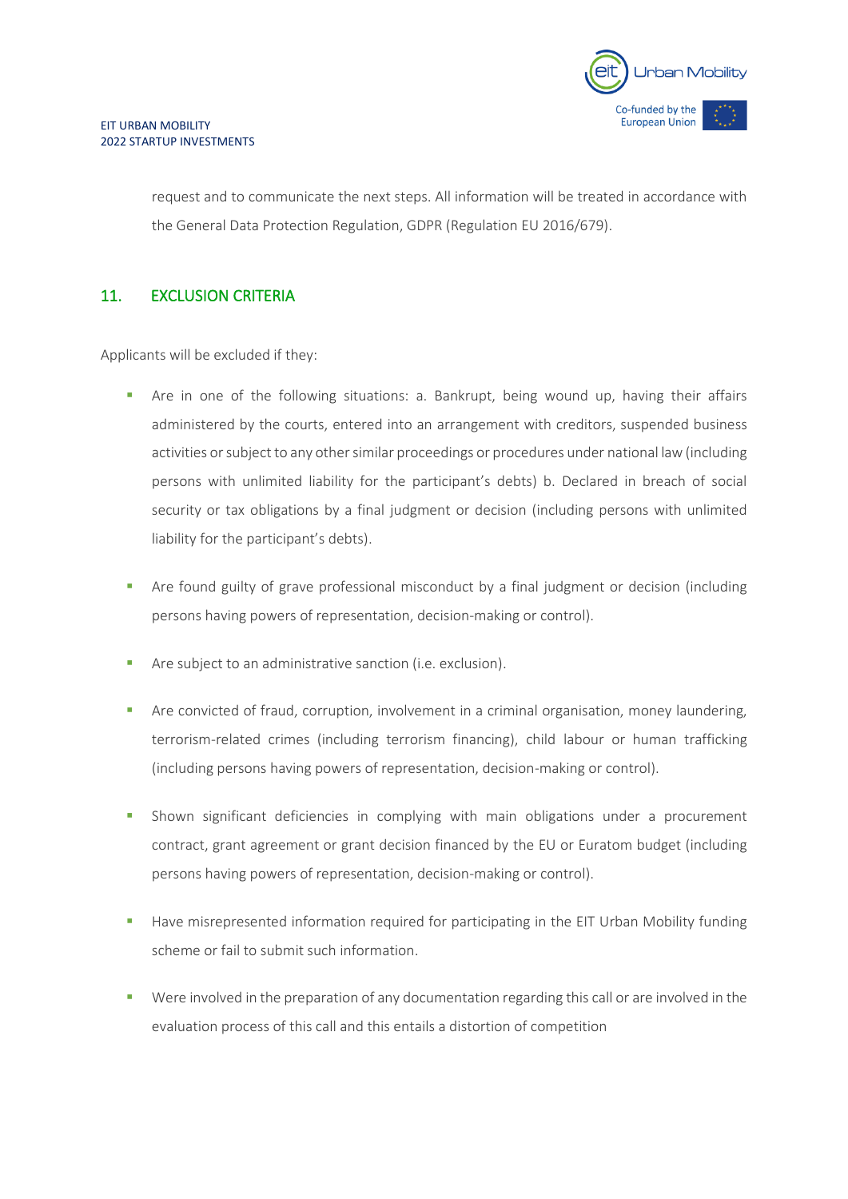request and to communicate the next steps. All information will be treated in accordance with the General Data Protection Regulation, GDPR (Regulation EU 2016/679).

## 11. EXCLUSION CRITERIA

Applicants will be excluded if they:

- Are in one of the following situations: a. Bankrupt, being wound up, having their affairs administered by the courts, entered into an arrangement with creditors, suspended business activities or subject to any other similar proceedings or procedures under national law (including persons with unlimited liability for the participant's debts) b. Declared in breach of social security or tax obligations by a final judgment or decision (including persons with unlimited liability for the participant's debts).
- Are found guilty of grave professional misconduct by a final judgment or decision (including persons having powers of representation, decision-making or control).
- Are subject to an administrative sanction (i.e. exclusion).
- Are convicted of fraud, corruption, involvement in a criminal organisation, money laundering, terrorism-related crimes (including terrorism financing), child labour or human trafficking (including persons having powers of representation, decision-making or control).
- Shown significant deficiencies in complying with main obligations under a procurement contract, grant agreement or grant decision financed by the EU or Euratom budget (including persons having powers of representation, decision-making or control).
- Have misrepresented information required for participating in the EIT Urban Mobility funding scheme or fail to submit such information.
- Were involved in the preparation of any documentation regarding this call or are involved in the evaluation process of this call and this entails a distortion of competition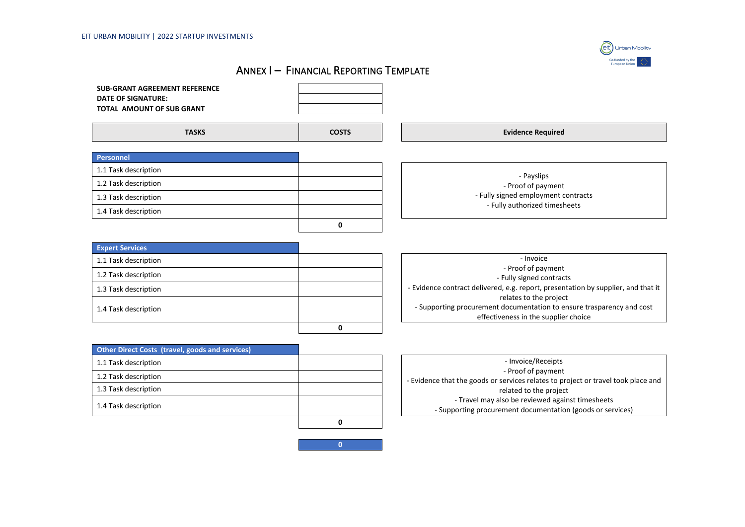# Annex I – Financial Reporting Template

| | |
|---|---|
| **SUB-GRANT AGREEMENT REFERENCE** | |
| **DATE OF SIGNATURE:** | |
| **TOTAL AMOUNT OF SUB GRANT** | |

| TASKS | COSTS | Evidence Required |
|---|---|---|
| **Personnel** | | |
| 1.1 Task description | | - Payslips<br>- Proof of payment<br>- Fully signed employment contracts<br>- Fully authorized timesheets |
| 1.2 Task description | | |
| 1.3 Task description | | |
| 1.4 Task description | | |
| | **0** | |
| **Expert Services** | | |
| 1.1 Task description | | - Invoice<br>- Proof of payment<br>- Fully signed contracts<br>- Evidence contract delivered, e.g. report, presentation by supplier, and that it relates to the project<br>- Supporting procurement documentation to ensure trasparency and cost effectiveness in the supplier choice |
| 1.2 Task description | | |
| 1.3 Task description | | |
| 1.4 Task description | | |
| | **0** | |
| **Other Direct Costs (travel, goods and services)** | | |
| 1.1 Task description | | - Invoice/Receipts<br>- Proof of payment<br>- Evidence that the goods or services relates to project or travel took place and related to the project<br>- Travel may also be reviewed against timesheets<br>- Supporting procurement documentation (goods or services) |
| 1.2 Task description | | |
| 1.3 Task description | | |
| 1.4 Task description | | |
| | **0** | |
| | **0** | |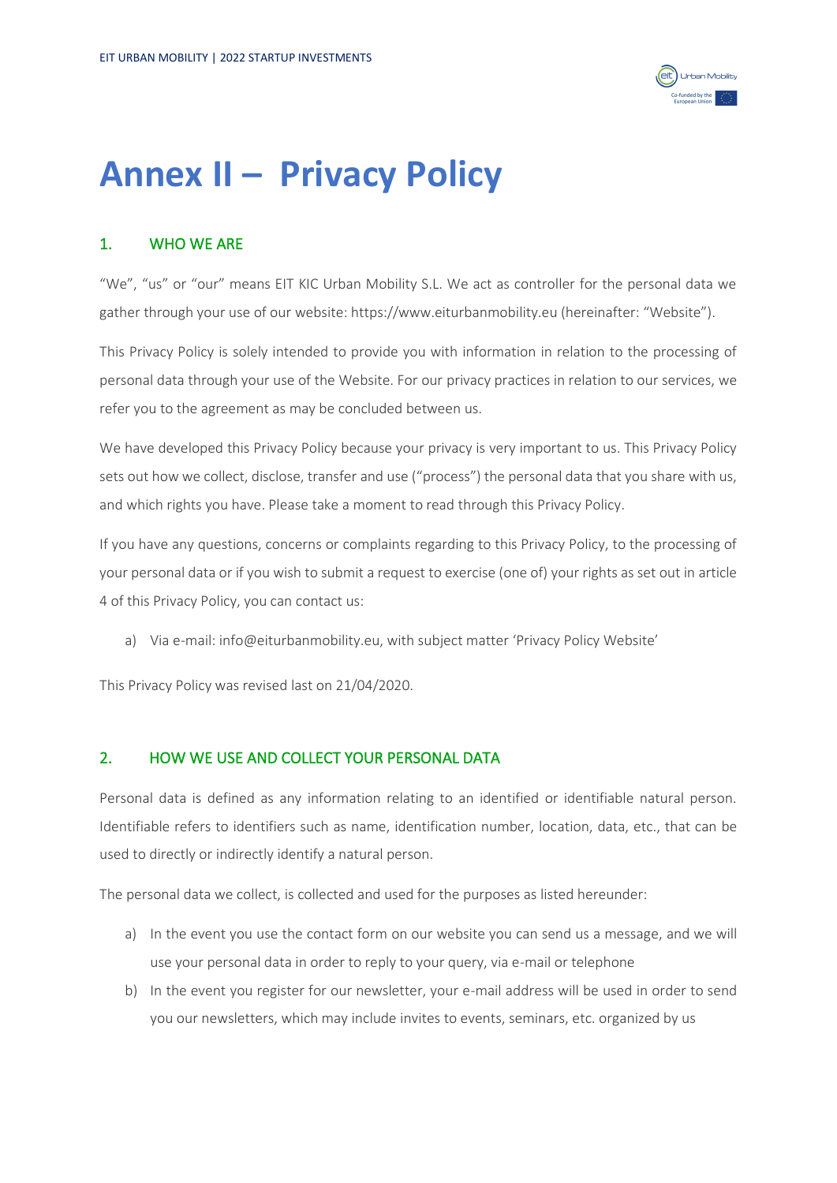# Annex II – Privacy Policy

## 1. WHO WE ARE

"We", "us" or "our" means EIT KIC Urban Mobility S.L. We act as controller for the personal data we gather through your use of our website: https://www.eiturbanmobility.eu (hereinafter: "Website").

This Privacy Policy is solely intended to provide you with information in relation to the processing of personal data through your use of the Website. For our privacy practices in relation to our services, we refer you to the agreement as may be concluded between us.

We have developed this Privacy Policy because your privacy is very important to us. This Privacy Policy sets out how we collect, disclose, transfer and use ("process") the personal data that you share with us, and which rights you have. Please take a moment to read through this Privacy Policy.

If you have any questions, concerns or complaints regarding to this Privacy Policy, to the processing of your personal data or if you wish to submit a request to exercise (one of) your rights as set out in article 4 of this Privacy Policy, you can contact us:

a) Via e-mail: info@eiturbanmobility.eu, with subject matter 'Privacy Policy Website'

This Privacy Policy was revised last on 21/04/2020.

## 2. HOW WE USE AND COLLECT YOUR PERSONAL DATA

Personal data is defined as any information relating to an identified or identifiable natural person. Identifiable refers to identifiers such as name, identification number, location, data, etc., that can be used to directly or indirectly identify a natural person.

The personal data we collect, is collected and used for the purposes as listed hereunder:

a) In the event you use the contact form on our website you can send us a message, and we will use your personal data in order to reply to your query, via e-mail or telephone
b) In the event you register for our newsletter, your e-mail address will be used in order to send you our newsletters, which may include invites to events, seminars, etc. organized by us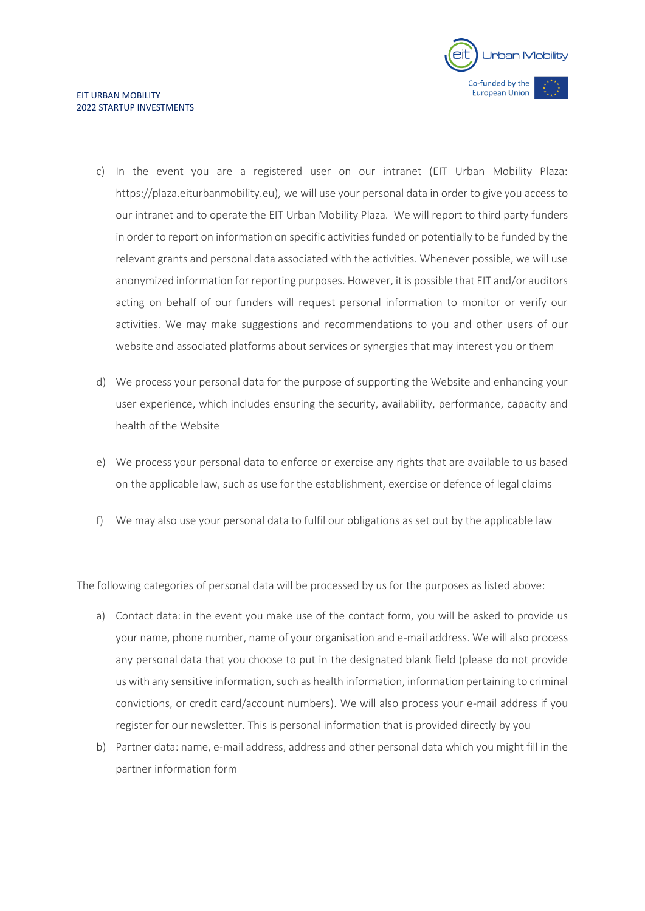c) In the event you are a registered user on our intranet (EIT Urban Mobility Plaza: https://plaza.eiturbanmobility.eu), we will use your personal data in order to give you access to our intranet and to operate the EIT Urban Mobility Plaza. We will report to third party funders in order to report on information on specific activities funded or potentially to be funded by the relevant grants and personal data associated with the activities. Whenever possible, we will use anonymized information for reporting purposes. However, it is possible that EIT and/or auditors acting on behalf of our funders will request personal information to monitor or verify our activities. We may make suggestions and recommendations to you and other users of our website and associated platforms about services or synergies that may interest you or them

d) We process your personal data for the purpose of supporting the Website and enhancing your user experience, which includes ensuring the security, availability, performance, capacity and health of the Website

e) We process your personal data to enforce or exercise any rights that are available to us based on the applicable law, such as use for the establishment, exercise or defence of legal claims

f) We may also use your personal data to fulfil our obligations as set out by the applicable law

The following categories of personal data will be processed by us for the purposes as listed above:

a) Contact data: in the event you make use of the contact form, you will be asked to provide us your name, phone number, name of your organisation and e-mail address. We will also process any personal data that you choose to put in the designated blank field (please do not provide us with any sensitive information, such as health information, information pertaining to criminal convictions, or credit card/account numbers). We will also process your e-mail address if you register for our newsletter. This is personal information that is provided directly by you

b) Partner data: name, e-mail address, address and other personal data which you might fill in the partner information form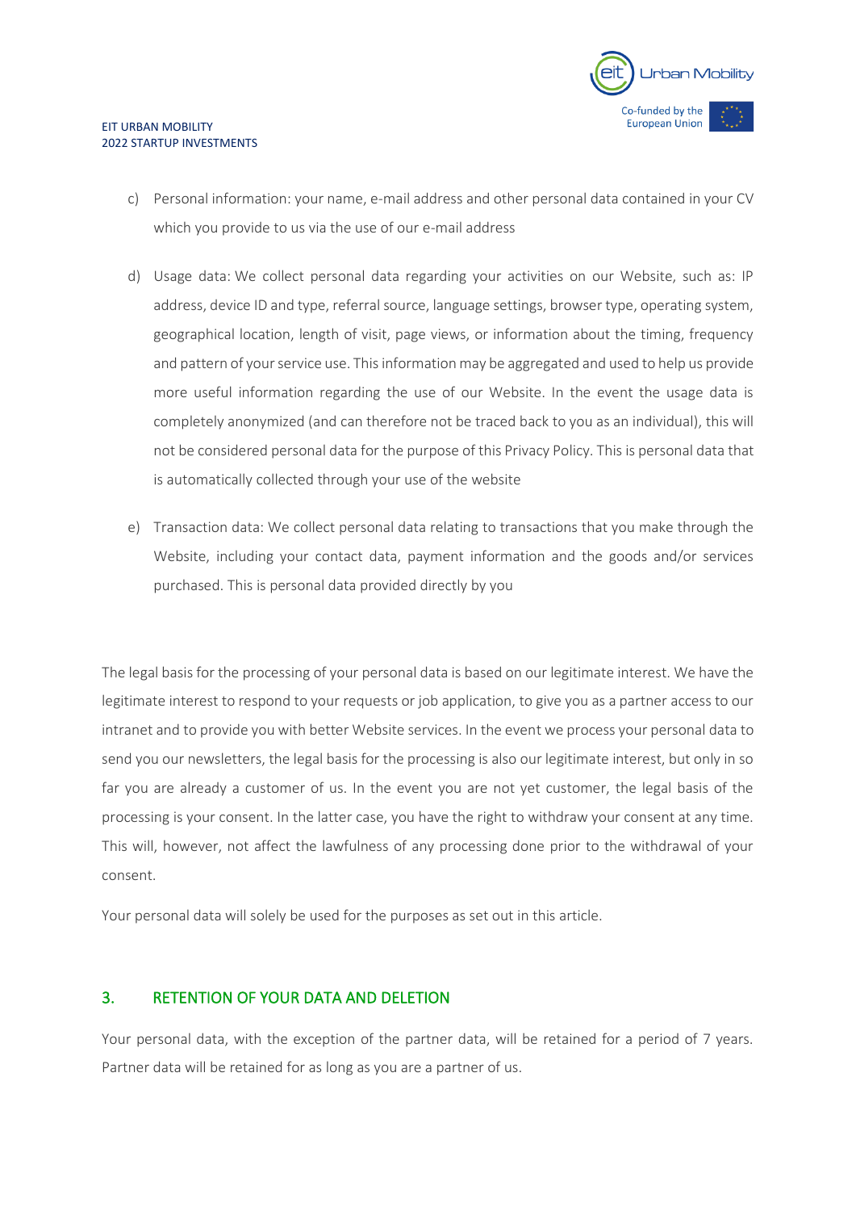c) Personal information: your name, e-mail address and other personal data contained in your CV which you provide to us via the use of our e-mail address

d) Usage data: We collect personal data regarding your activities on our Website, such as: IP address, device ID and type, referral source, language settings, browser type, operating system, geographical location, length of visit, page views, or information about the timing, frequency and pattern of your service use. This information may be aggregated and used to help us provide more useful information regarding the use of our Website. In the event the usage data is completely anonymized (and can therefore not be traced back to you as an individual), this will not be considered personal data for the purpose of this Privacy Policy. This is personal data that is automatically collected through your use of the website

e) Transaction data: We collect personal data relating to transactions that you make through the Website, including your contact data, payment information and the goods and/or services purchased. This is personal data provided directly by you

The legal basis for the processing of your personal data is based on our legitimate interest. We have the legitimate interest to respond to your requests or job application, to give you as a partner access to our intranet and to provide you with better Website services. In the event we process your personal data to send you our newsletters, the legal basis for the processing is also our legitimate interest, but only in so far you are already a customer of us. In the event you are not yet customer, the legal basis of the processing is your consent. In the latter case, you have the right to withdraw your consent at any time. This will, however, not affect the lawfulness of any processing done prior to the withdrawal of your consent.

Your personal data will solely be used for the purposes as set out in this article.

## 3. RETENTION OF YOUR DATA AND DELETION

Your personal data, with the exception of the partner data, will be retained for a period of 7 years. Partner data will be retained for as long as you are a partner of us.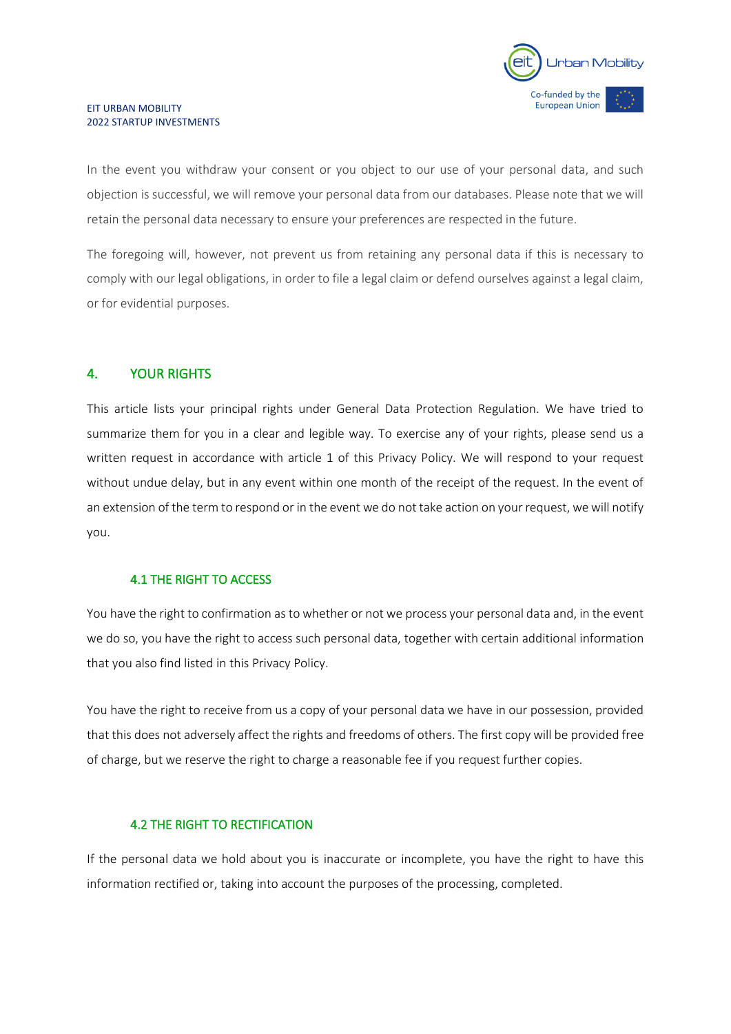In the event you withdraw your consent or you object to our use of your personal data, and such objection is successful, we will remove your personal data from our databases. Please note that we will retain the personal data necessary to ensure your preferences are respected in the future.

The foregoing will, however, not prevent us from retaining any personal data if this is necessary to comply with our legal obligations, in order to file a legal claim or defend ourselves against a legal claim, or for evidential purposes.

## 4. YOUR RIGHTS

This article lists your principal rights under General Data Protection Regulation. We have tried to summarize them for you in a clear and legible way. To exercise any of your rights, please send us a written request in accordance with article 1 of this Privacy Policy. We will respond to your request without undue delay, but in any event within one month of the receipt of the request. In the event of an extension of the term to respond or in the event we do not take action on your request, we will notify you.

### 4.1 THE RIGHT TO ACCESS

You have the right to confirmation as to whether or not we process your personal data and, in the event we do so, you have the right to access such personal data, together with certain additional information that you also find listed in this Privacy Policy.

You have the right to receive from us a copy of your personal data we have in our possession, provided that this does not adversely affect the rights and freedoms of others. The first copy will be provided free of charge, but we reserve the right to charge a reasonable fee if you request further copies.

### 4.2 THE RIGHT TO RECTIFICATION

If the personal data we hold about you is inaccurate or incomplete, you have the right to have this information rectified or, taking into account the purposes of the processing, completed.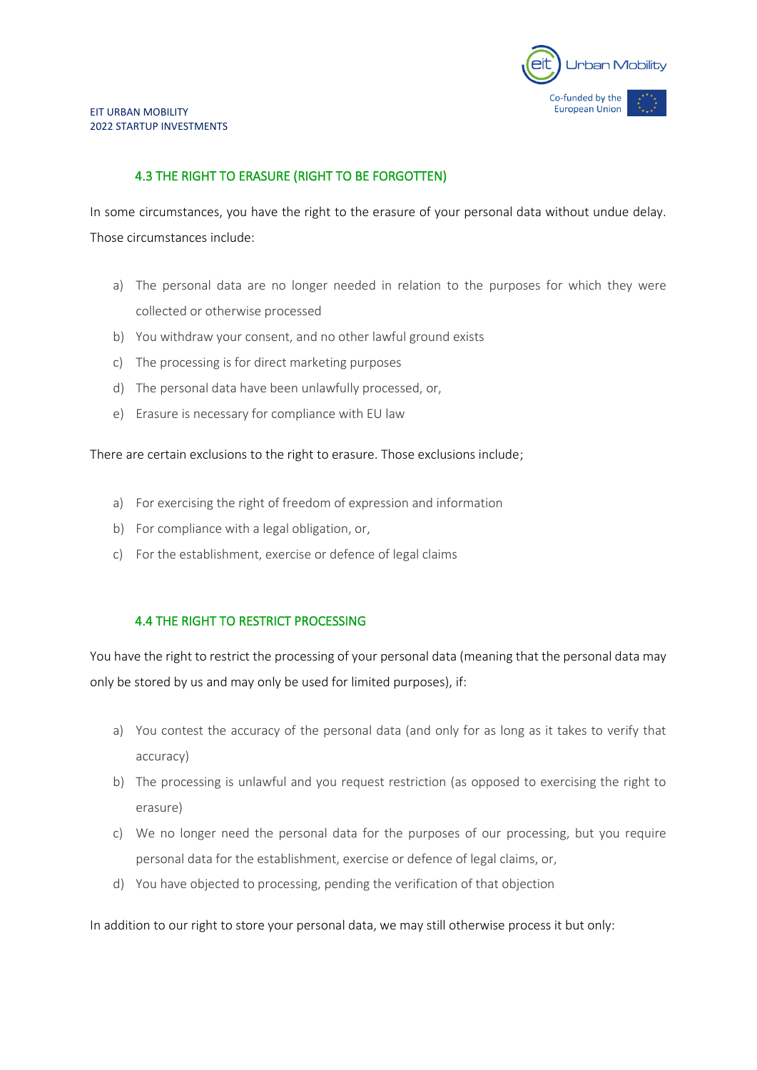### 4.3 THE RIGHT TO ERASURE (RIGHT TO BE FORGOTTEN)

In some circumstances, you have the right to the erasure of your personal data without undue delay. Those circumstances include:

a) The personal data are no longer needed in relation to the purposes for which they were collected or otherwise processed
b) You withdraw your consent, and no other lawful ground exists
c) The processing is for direct marketing purposes
d) The personal data have been unlawfully processed, or,
e) Erasure is necessary for compliance with EU law

There are certain exclusions to the right to erasure. Those exclusions include;

a) For exercising the right of freedom of expression and information
b) For compliance with a legal obligation, or,
c) For the establishment, exercise or defence of legal claims

### 4.4 THE RIGHT TO RESTRICT PROCESSING

You have the right to restrict the processing of your personal data (meaning that the personal data may only be stored by us and may only be used for limited purposes), if:

a) You contest the accuracy of the personal data (and only for as long as it takes to verify that accuracy)
b) The processing is unlawful and you request restriction (as opposed to exercising the right to erasure)
c) We no longer need the personal data for the purposes of our processing, but you require personal data for the establishment, exercise or defence of legal claims, or,
d) You have objected to processing, pending the verification of that objection

In addition to our right to store your personal data, we may still otherwise process it but only: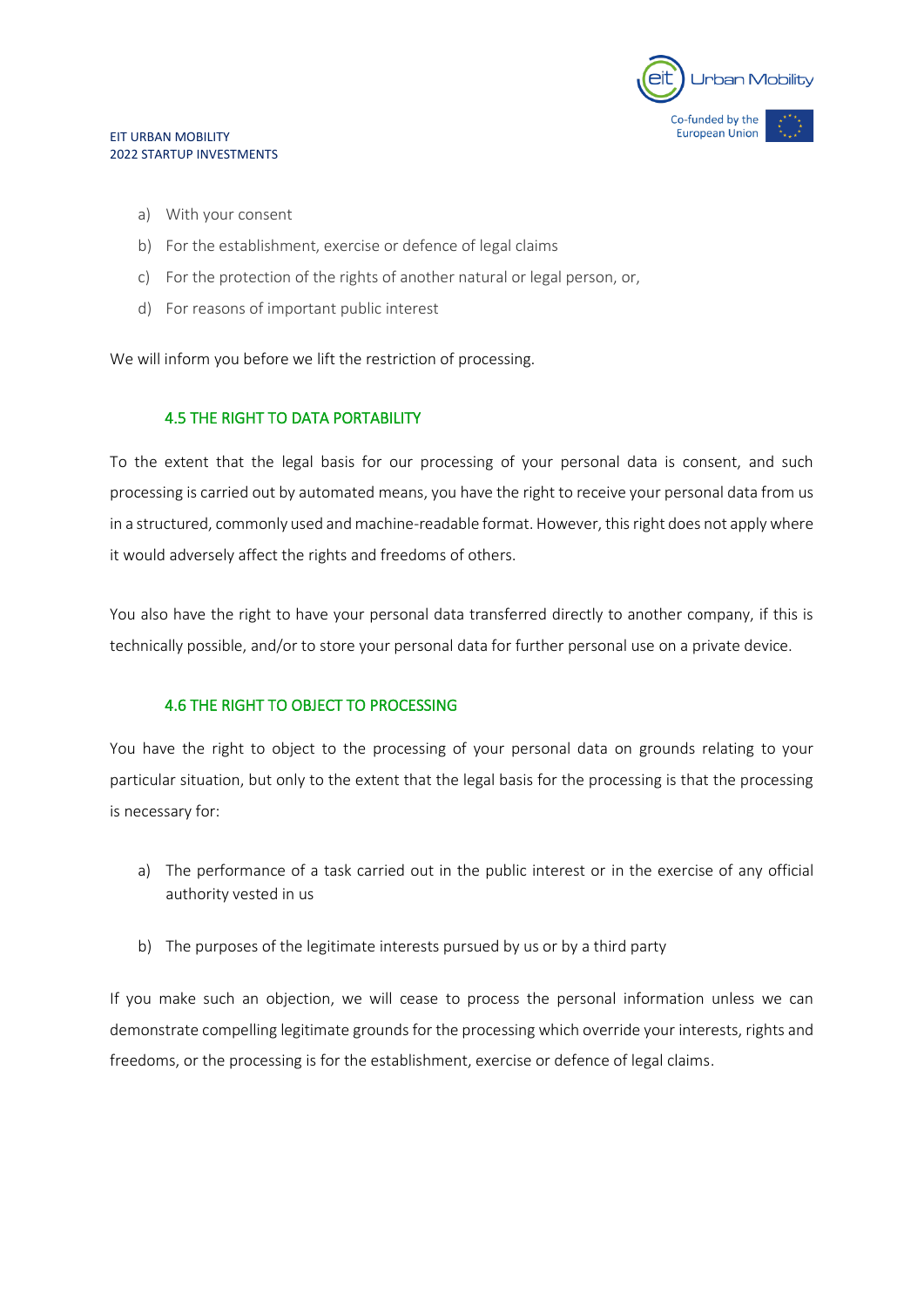a) With your consent
b) For the establishment, exercise or defence of legal claims
c) For the protection of the rights of another natural or legal person, or,
d) For reasons of important public interest

We will inform you before we lift the restriction of processing.

### 4.5 THE RIGHT TO DATA PORTABILITY

To the extent that the legal basis for our processing of your personal data is consent, and such processing is carried out by automated means, you have the right to receive your personal data from us in a structured, commonly used and machine-readable format. However, this right does not apply where it would adversely affect the rights and freedoms of others.

You also have the right to have your personal data transferred directly to another company, if this is technically possible, and/or to store your personal data for further personal use on a private device.

### 4.6 THE RIGHT TO OBJECT TO PROCESSING

You have the right to object to the processing of your personal data on grounds relating to your particular situation, but only to the extent that the legal basis for the processing is that the processing is necessary for:

a) The performance of a task carried out in the public interest or in the exercise of any official authority vested in us

b) The purposes of the legitimate interests pursued by us or by a third party

If you make such an objection, we will cease to process the personal information unless we can demonstrate compelling legitimate grounds for the processing which override your interests, rights and freedoms, or the processing is for the establishment, exercise or defence of legal claims.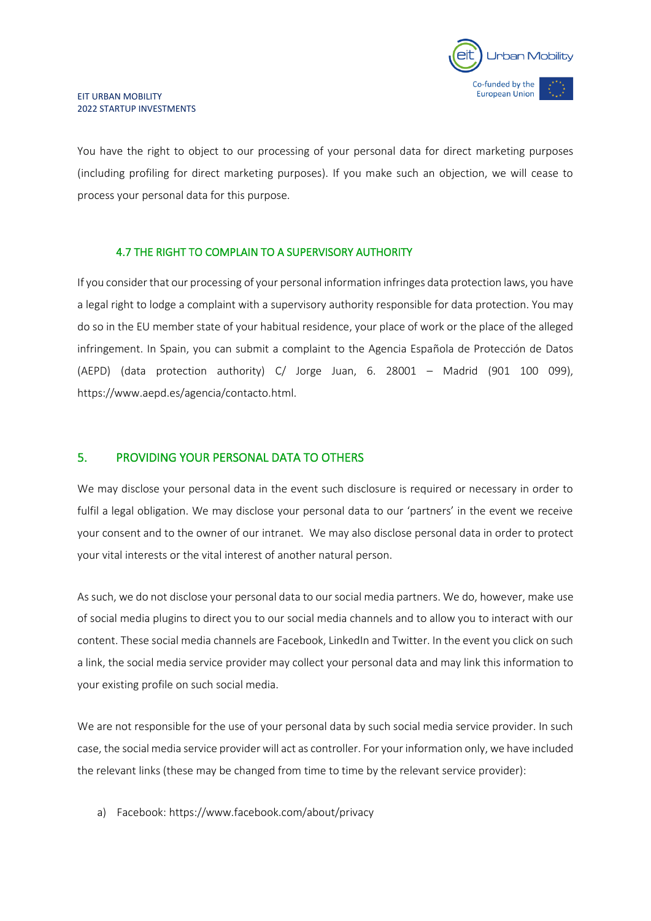You have the right to object to our processing of your personal data for direct marketing purposes (including profiling for direct marketing purposes). If you make such an objection, we will cease to process your personal data for this purpose.

### 4.7 THE RIGHT TO COMPLAIN TO A SUPERVISORY AUTHORITY

If you consider that our processing of your personal information infringes data protection laws, you have a legal right to lodge a complaint with a supervisory authority responsible for data protection. You may do so in the EU member state of your habitual residence, your place of work or the place of the alleged infringement. In Spain, you can submit a complaint to the Agencia Española de Protección de Datos (AEPD) (data protection authority) C/ Jorge Juan, 6. 28001 – Madrid (901 100 099), https://www.aepd.es/agencia/contacto.html.

## 5. PROVIDING YOUR PERSONAL DATA TO OTHERS

We may disclose your personal data in the event such disclosure is required or necessary in order to fulfil a legal obligation. We may disclose your personal data to our 'partners' in the event we receive your consent and to the owner of our intranet. We may also disclose personal data in order to protect your vital interests or the vital interest of another natural person.

As such, we do not disclose your personal data to our social media partners. We do, however, make use of social media plugins to direct you to our social media channels and to allow you to interact with our content. These social media channels are Facebook, LinkedIn and Twitter. In the event you click on such a link, the social media service provider may collect your personal data and may link this information to your existing profile on such social media.

We are not responsible for the use of your personal data by such social media service provider. In such case, the social media service provider will act as controller. For your information only, we have included the relevant links (these may be changed from time to time by the relevant service provider):

a) Facebook: https://www.facebook.com/about/privacy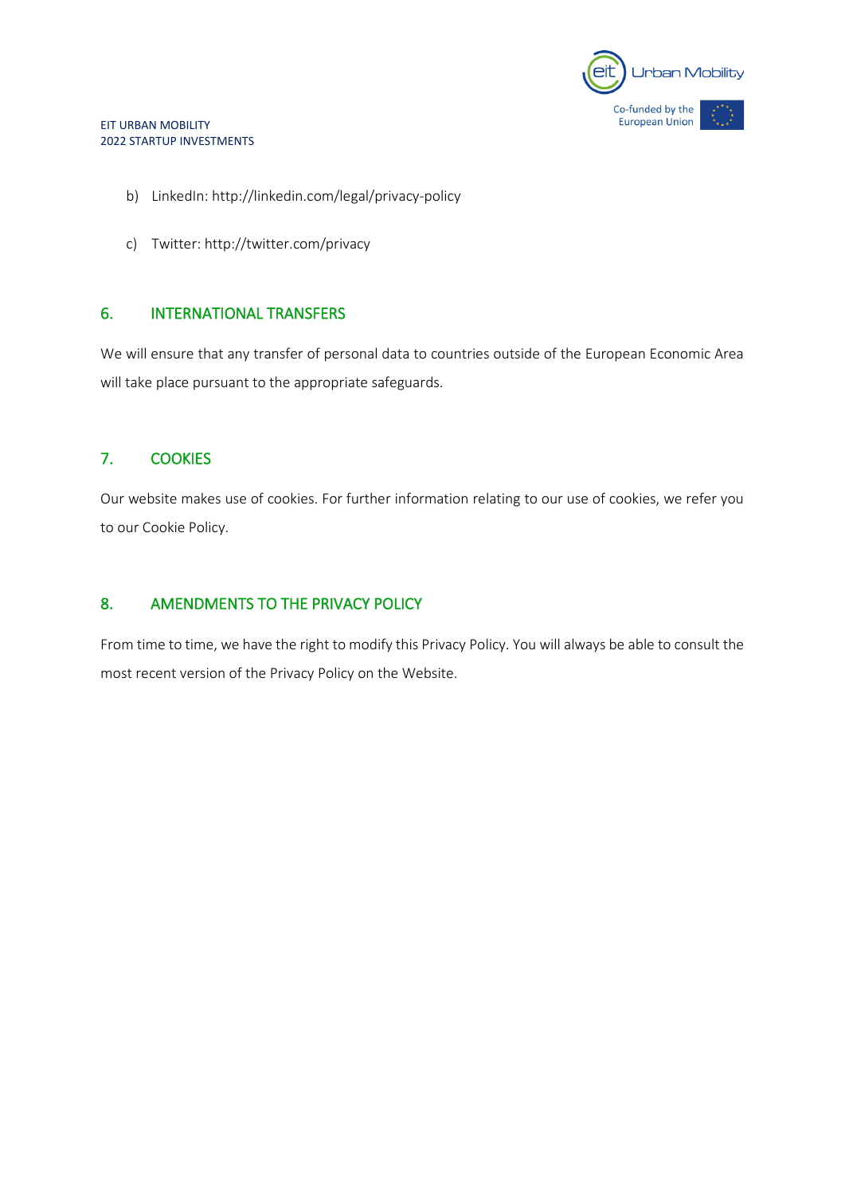b) LinkedIn: http://linkedin.com/legal/privacy-policy

c) Twitter: http://twitter.com/privacy

## 6. INTERNATIONAL TRANSFERS

We will ensure that any transfer of personal data to countries outside of the European Economic Area will take place pursuant to the appropriate safeguards.

## 7. COOKIES

Our website makes use of cookies. For further information relating to our use of cookies, we refer you to our Cookie Policy.

## 8. AMENDMENTS TO THE PRIVACY POLICY

From time to time, we have the right to modify this Privacy Policy. You will always be able to consult the most recent version of the Privacy Policy on the Website.